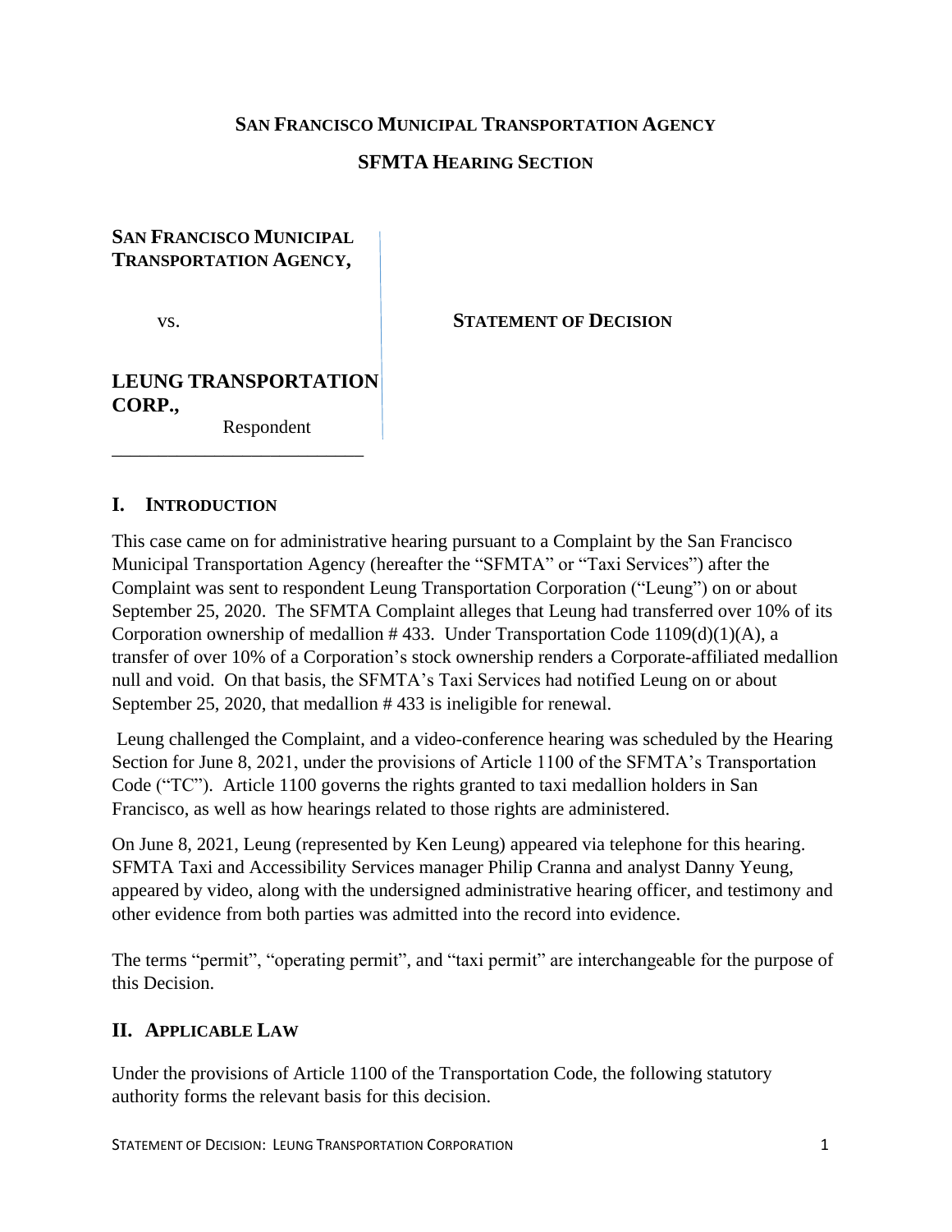**SAN FRANCISCO MUNICIPAL TRANSPORTATION AGENCY**

**SFMTA HEARING SECTION**

**SAN FRANCISCO MUNICIPAL TRANSPORTATION AGENCY,**

vs.

**LEUNG TRANSPORTATION CORP.,**

Respondent

**STATEMENT OF DECISION**

## I. INTRODUCTION

This case came on for administrative hearing pursuant to a Complaint by the San Francisco Municipal Transportation Agency (hereafter the "SFMTA" or "Taxi Services") after the Complaint was sent to respondent Leung Transportation Corporation ("Leung") on or about September 25, 2020. The SFMTA Complaint alleges that Leung had transferred over 10% of its Corporation ownership of medallion # 433. Under Transportation Code 1109(d)(1)(A), a transfer of over 10% of a Corporation's stock ownership renders a Corporate-affiliated medallion null and void. On that basis, the SFMTA's Taxi Services had notified Leung on or about September 25, 2020, that medallion # 433 is ineligible for renewal.

Leung challenged the Complaint, and a video-conference hearing was scheduled by the Hearing Section for June 8, 2021, under the provisions of Article 1100 of the SFMTA's Transportation Code ("TC"). Article 1100 governs the rights granted to taxi medallion holders in San Francisco, as well as how hearings related to those rights are administered.

On June 8, 2021, Leung (represented by Ken Leung) appeared via telephone for this hearing. SFMTA Taxi and Accessibility Services manager Philip Cranna and analyst Danny Yeung, appeared by video, along with the undersigned administrative hearing officer, and testimony and other evidence from both parties was admitted into the record into evidence.

The terms "permit", "operating permit", and "taxi permit" are interchangeable for the purpose of this Decision.

## II. APPLICABLE LAW

Under the provisions of Article 1100 of the Transportation Code, the following statutory authority forms the relevant basis for this decision.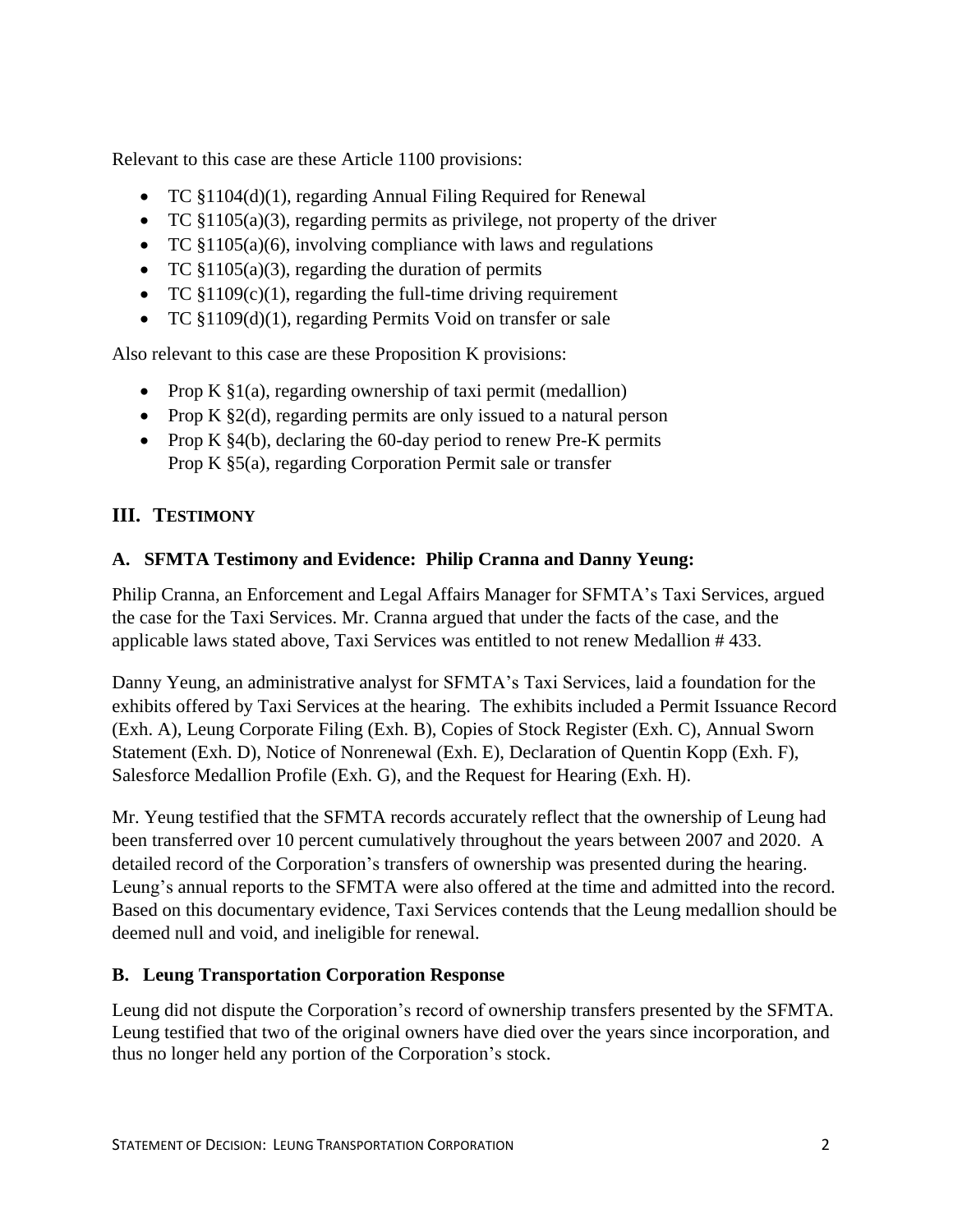Relevant to this case are these Article 1100 provisions:

- TC §1104(d)(1), regarding Annual Filing Required for Renewal
- TC §1105(a)(3), regarding permits as privilege, not property of the driver
- TC §1105(a)(6), involving compliance with laws and regulations
- TC §1105(a)(3), regarding the duration of permits
- TC §1109(c)(1), regarding the full-time driving requirement
- TC §1109(d)(1), regarding Permits Void on transfer or sale

Also relevant to this case are these Proposition K provisions:

- Prop K §1(a), regarding ownership of taxi permit (medallion)
- Prop K §2(d), regarding permits are only issued to a natural person
- Prop K §4(b), declaring the 60-day period to renew Pre-K permits
  Prop K §5(a), regarding Corporation Permit sale or transfer

## III. TESTIMONY

### A. SFMTA Testimony and Evidence: Philip Cranna and Danny Yeung:

Philip Cranna, an Enforcement and Legal Affairs Manager for SFMTA's Taxi Services, argued the case for the Taxi Services. Mr. Cranna argued that under the facts of the case, and the applicable laws stated above, Taxi Services was entitled to not renew Medallion # 433.

Danny Yeung, an administrative analyst for SFMTA's Taxi Services, laid a foundation for the exhibits offered by Taxi Services at the hearing. The exhibits included a Permit Issuance Record (Exh. A), Leung Corporate Filing (Exh. B), Copies of Stock Register (Exh. C), Annual Sworn Statement (Exh. D), Notice of Nonrenewal (Exh. E), Declaration of Quentin Kopp (Exh. F), Salesforce Medallion Profile (Exh. G), and the Request for Hearing (Exh. H).

Mr. Yeung testified that the SFMTA records accurately reflect that the ownership of Leung had been transferred over 10 percent cumulatively throughout the years between 2007 and 2020. A detailed record of the Corporation's transfers of ownership was presented during the hearing. Leung's annual reports to the SFMTA were also offered at the time and admitted into the record. Based on this documentary evidence, Taxi Services contends that the Leung medallion should be deemed null and void, and ineligible for renewal.

### B. Leung Transportation Corporation Response

Leung did not dispute the Corporation's record of ownership transfers presented by the SFMTA. Leung testified that two of the original owners have died over the years since incorporation, and thus no longer held any portion of the Corporation's stock.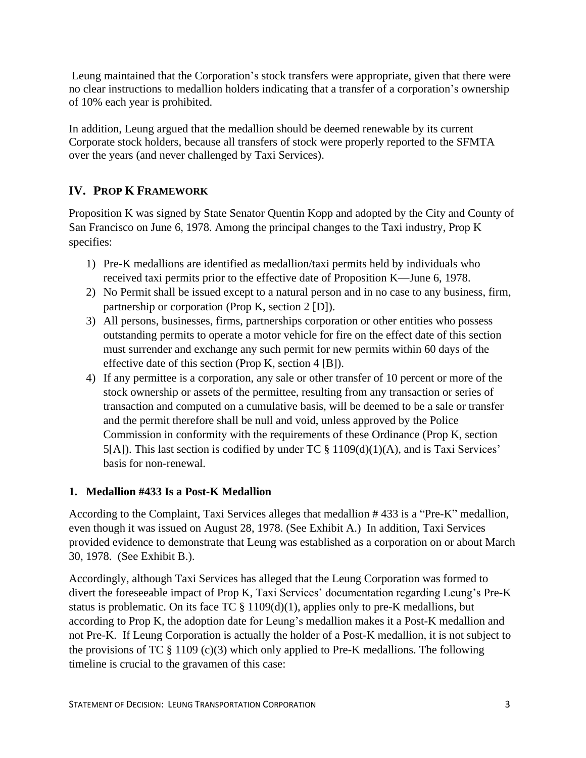Leung maintained that the Corporation's stock transfers were appropriate, given that there were no clear instructions to medallion holders indicating that a transfer of a corporation's ownership of 10% each year is prohibited.

In addition, Leung argued that the medallion should be deemed renewable by its current Corporate stock holders, because all transfers of stock were properly reported to the SFMTA over the years (and never challenged by Taxi Services).

## IV. PROP K FRAMEWORK

Proposition K was signed by State Senator Quentin Kopp and adopted by the City and County of San Francisco on June 6, 1978. Among the principal changes to the Taxi industry, Prop K specifies:

1) Pre-K medallions are identified as medallion/taxi permits held by individuals who received taxi permits prior to the effective date of Proposition K—June 6, 1978.
2) No Permit shall be issued except to a natural person and in no case to any business, firm, partnership or corporation (Prop K, section 2 [D]).
3) All persons, businesses, firms, partnerships corporation or other entities who possess outstanding permits to operate a motor vehicle for fire on the effect date of this section must surrender and exchange any such permit for new permits within 60 days of the effective date of this section (Prop K, section 4 [B]).
4) If any permittee is a corporation, any sale or other transfer of 10 percent or more of the stock ownership or assets of the permittee, resulting from any transaction or series of transaction and computed on a cumulative basis, will be deemed to be a sale or transfer and the permit therefore shall be null and void, unless approved by the Police Commission in conformity with the requirements of these Ordinance (Prop K, section 5[A]). This last section is codified by under TC § 1109(d)(1)(A), and is Taxi Services' basis for non-renewal.

### 1. Medallion #433 Is a Post-K Medallion

According to the Complaint, Taxi Services alleges that medallion # 433 is a "Pre-K" medallion, even though it was issued on August 28, 1978. (See Exhibit A.) In addition, Taxi Services provided evidence to demonstrate that Leung was established as a corporation on or about March 30, 1978. (See Exhibit B.).

Accordingly, although Taxi Services has alleged that the Leung Corporation was formed to divert the foreseeable impact of Prop K, Taxi Services' documentation regarding Leung's Pre-K status is problematic. On its face TC § 1109(d)(1), applies only to pre-K medallions, but according to Prop K, the adoption date for Leung's medallion makes it a Post-K medallion and not Pre-K. If Leung Corporation is actually the holder of a Post-K medallion, it is not subject to the provisions of TC § 1109 (c)(3) which only applied to Pre-K medallions. The following timeline is crucial to the gravamen of this case: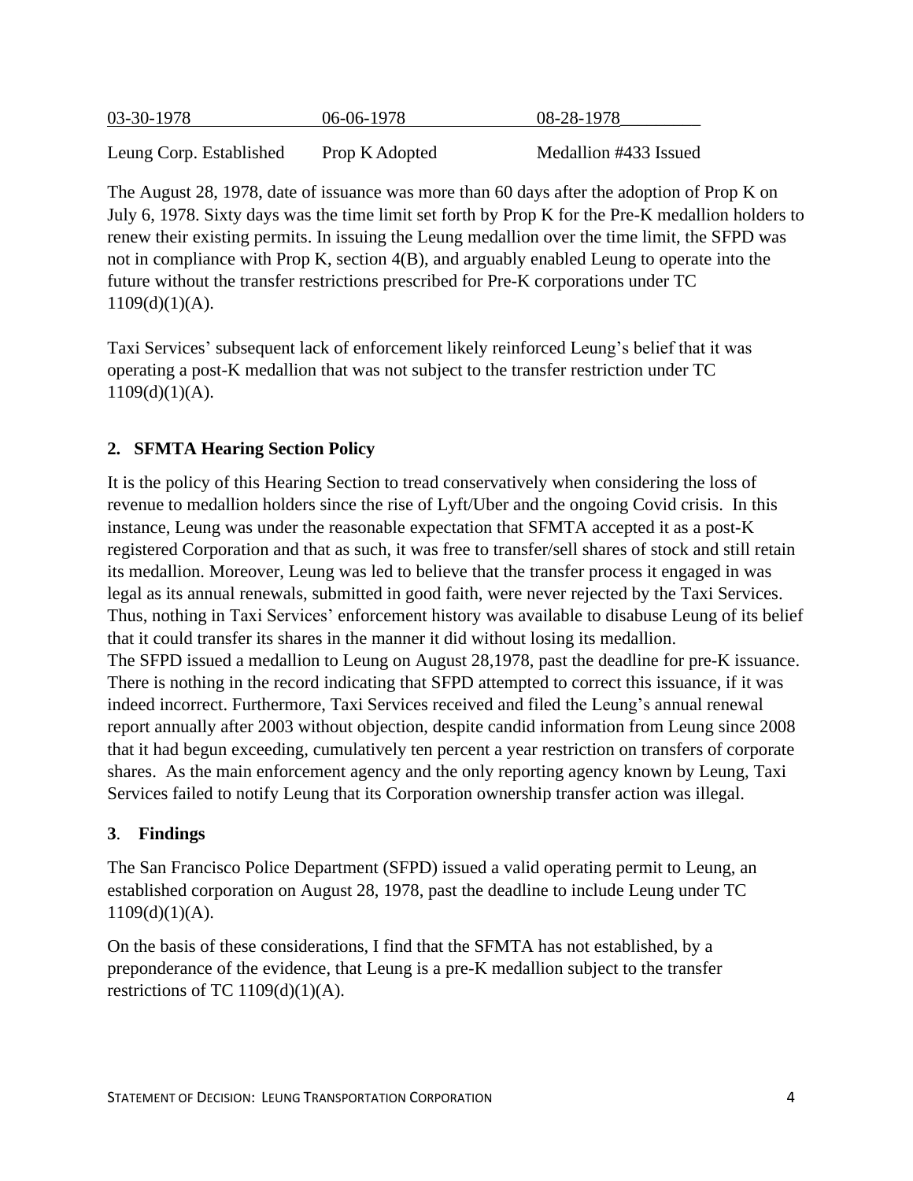| 03-30-1978 | 06-06-1978 | 08-28-1978 |
| --- | --- | --- |
| Leung Corp. Established | Prop K Adopted | Medallion #433 Issued |

The August 28, 1978, date of issuance was more than 60 days after the adoption of Prop K on July 6, 1978. Sixty days was the time limit set forth by Prop K for the Pre-K medallion holders to renew their existing permits. In issuing the Leung medallion over the time limit, the SFPD was not in compliance with Prop K, section 4(B), and arguably enabled Leung to operate into the future without the transfer restrictions prescribed for Pre-K corporations under TC 1109(d)(1)(A).

Taxi Services' subsequent lack of enforcement likely reinforced Leung's belief that it was operating a post-K medallion that was not subject to the transfer restriction under TC 1109(d)(1)(A).

### 2. SFMTA Hearing Section Policy

It is the policy of this Hearing Section to tread conservatively when considering the loss of revenue to medallion holders since the rise of Lyft/Uber and the ongoing Covid crisis. In this instance, Leung was under the reasonable expectation that SFMTA accepted it as a post-K registered Corporation and that as such, it was free to transfer/sell shares of stock and still retain its medallion. Moreover, Leung was led to believe that the transfer process it engaged in was legal as its annual renewals, submitted in good faith, were never rejected by the Taxi Services. Thus, nothing in Taxi Services' enforcement history was available to disabuse Leung of its belief that it could transfer its shares in the manner it did without losing its medallion.
The SFPD issued a medallion to Leung on August 28,1978, past the deadline for pre-K issuance. There is nothing in the record indicating that SFPD attempted to correct this issuance, if it was indeed incorrect. Furthermore, Taxi Services received and filed the Leung's annual renewal report annually after 2003 without objection, despite candid information from Leung since 2008 that it had begun exceeding, cumulatively ten percent a year restriction on transfers of corporate shares. As the main enforcement agency and the only reporting agency known by Leung, Taxi Services failed to notify Leung that its Corporation ownership transfer action was illegal.

### 3. Findings

The San Francisco Police Department (SFPD) issued a valid operating permit to Leung, an established corporation on August 28, 1978, past the deadline to include Leung under TC 1109(d)(1)(A).

On the basis of these considerations, I find that the SFMTA has not established, by a preponderance of the evidence, that Leung is a pre-K medallion subject to the transfer restrictions of TC 1109(d)(1)(A).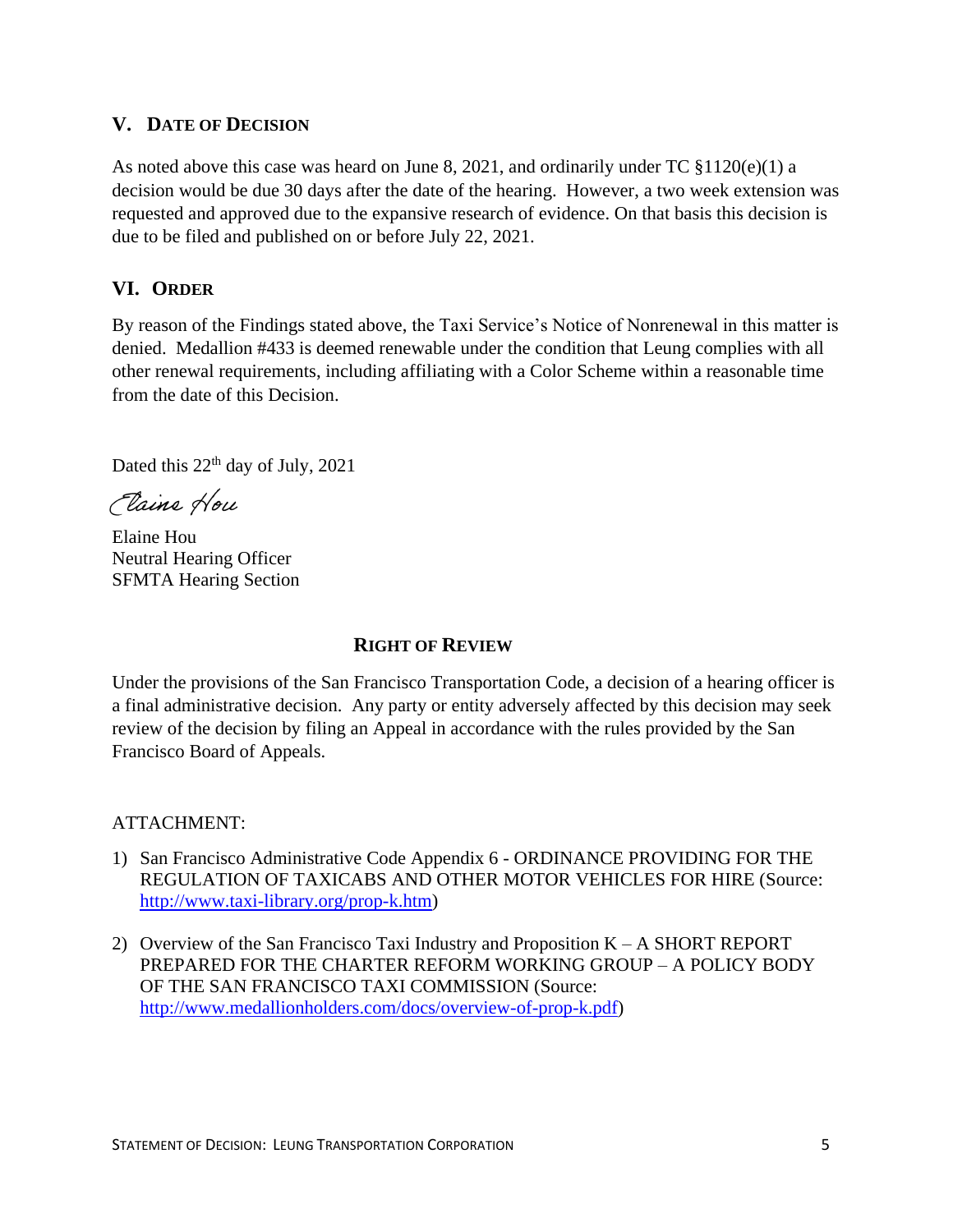## V. Date of Decision

As noted above this case was heard on June 8, 2021, and ordinarily under TC §1120(e)(1) a decision would be due 30 days after the date of the hearing. However, a two week extension was requested and approved due to the expansive research of evidence. On that basis this decision is due to be filed and published on or before July 22, 2021.

## VI. Order

By reason of the Findings stated above, the Taxi Service's Notice of Nonrenewal in this matter is denied. Medallion #433 is deemed renewable under the condition that Leung complies with all other renewal requirements, including affiliating with a Color Scheme within a reasonable time from the date of this Decision.

Dated this 22th day of July, 2021

Elaine Hou

Elaine Hou
Neutral Hearing Officer
SFMTA Hearing Section

### Right of Review

Under the provisions of the San Francisco Transportation Code, a decision of a hearing officer is a final administrative decision. Any party or entity adversely affected by this decision may seek review of the decision by filing an Appeal in accordance with the rules provided by the San Francisco Board of Appeals.

ATTACHMENT:

1) San Francisco Administrative Code Appendix 6 - ORDINANCE PROVIDING FOR THE REGULATION OF TAXICABS AND OTHER MOTOR VEHICLES FOR HIRE (Source: http://www.taxi-library.org/prop-k.htm)
2) Overview of the San Francisco Taxi Industry and Proposition K – A SHORT REPORT PREPARED FOR THE CHARTER REFORM WORKING GROUP – A POLICY BODY OF THE SAN FRANCISCO TAXI COMMISSION (Source: http://www.medallionholders.com/docs/overview-of-prop-k.pdf)